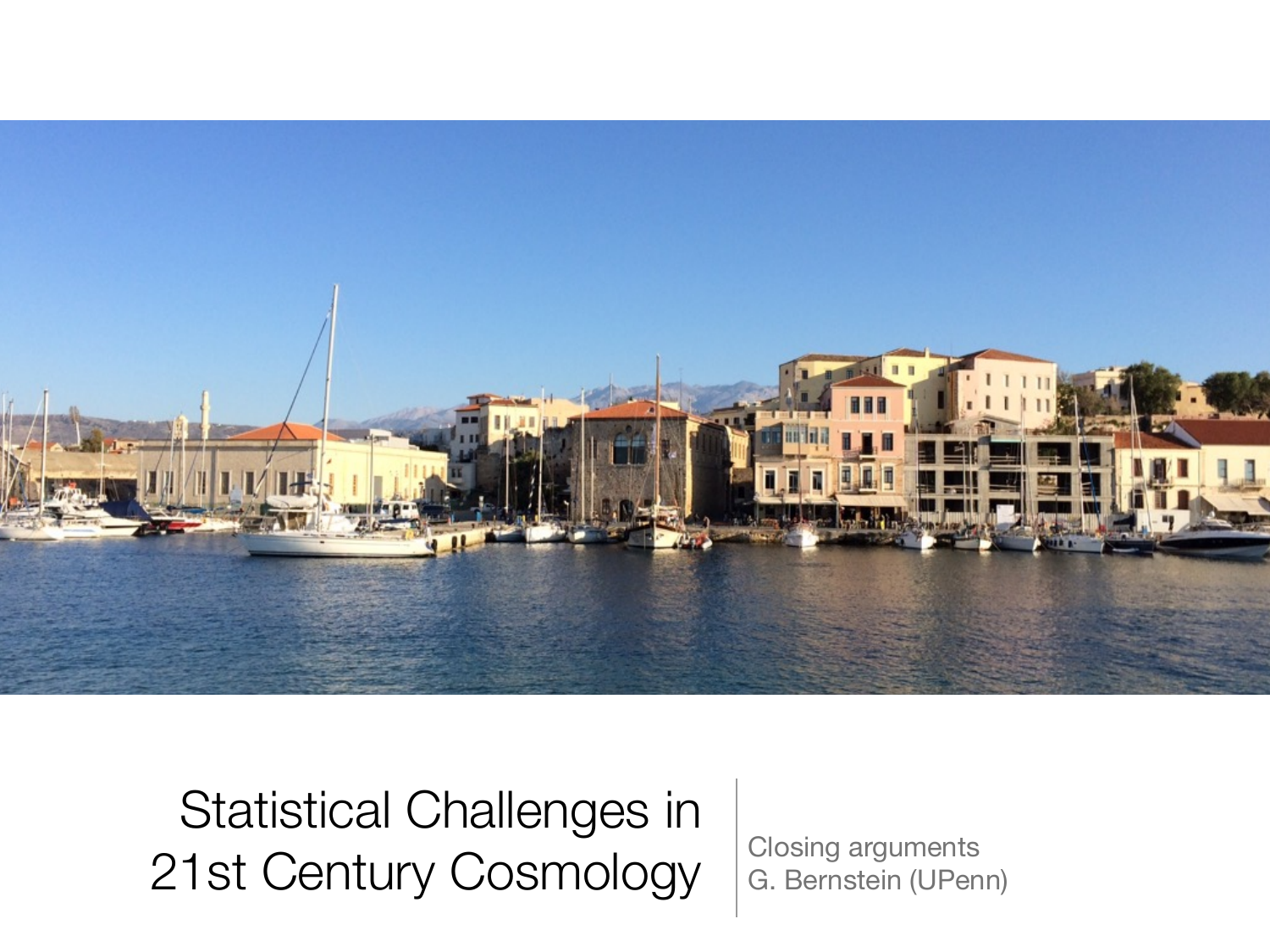# Statistical Challenges in 21st Century Cosmology

Closing arguments
G. Bernstein (UPenn)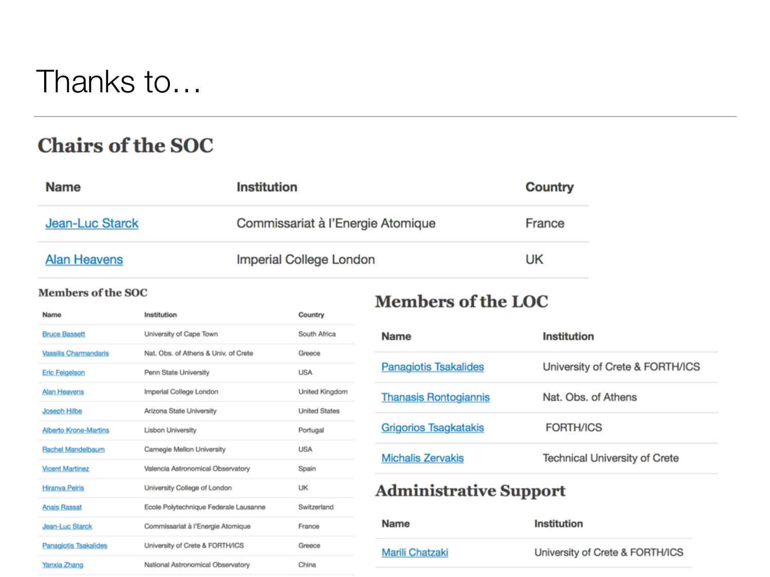# Thanks to…

## Chairs of the SOC

| Name | Institution | Country |
| --- | --- | --- |
| Jean-Luc Starck | Commissariat à l'Energie Atomique | France |
| Alan Heavens | Imperial College London | UK |

### Members of the SOC

| Name | Institution | Country |
| --- | --- | --- |
| Bruce Bassett | University of Cape Town | South Africa |
| Vassilis Charmandaris | Nat. Obs. of Athens & Univ. of Crete | Greece |
| Eric Feigelson | Penn State University | USA |
| Alan Heavens | Imperial College London | United Kingdom |
| Joseph Hilbe | Arizona State University | United States |
| Alberto Krone-Martins | Lisbon University | Portugal |
| Rachel Mandelbaum | Carnegie Mellon University | USA |
| Vicent Martinez | Valencia Astronomical Observatory | Spain |
| Hiranya Peiris | University College of London | UK |
| Anais Rassat | Ecole Polytechnique Federale Lausanne | Switzerland |
| Jean-Luc Starck | Commissariat à l'Energie Atomique | France |
| Panagiotis Tsakalides | University of Crete & FORTH/ICS | Greece |
| Yanxia Zhang | National Astronomical Observatory | China |

## Members of the LOC

| Name | Institution |
| --- | --- |
| Panagiotis Tsakalides | University of Crete & FORTH/ICS |
| Thanasis Rontogiannis | Nat. Obs. of Athens |
| Grigorios Tsagkatakis | FORTH/ICS |
| Michalis Zervakis | Technical University of Crete |

## Administrative Support

| Name | Institution |
| --- | --- |
| Marili Chatzaki | University of Crete & FORTH/ICS |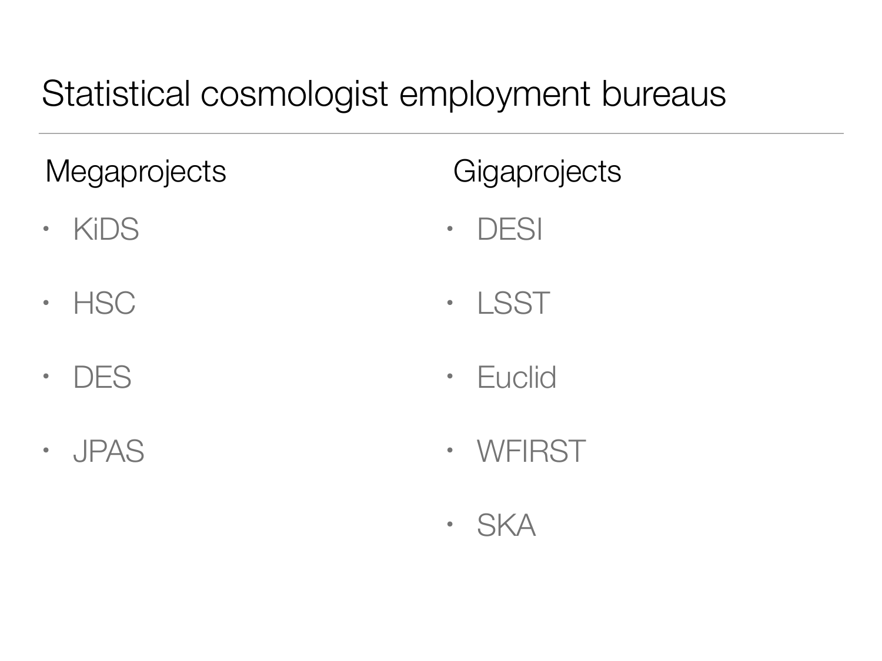# Statistical cosmologist employment bureaus

## Megaprojects

- KiDS
- HSC
- DES
- JPAS

## Gigaprojects

- DESI
- LSST
- Euclid
- WFIRST
- SKA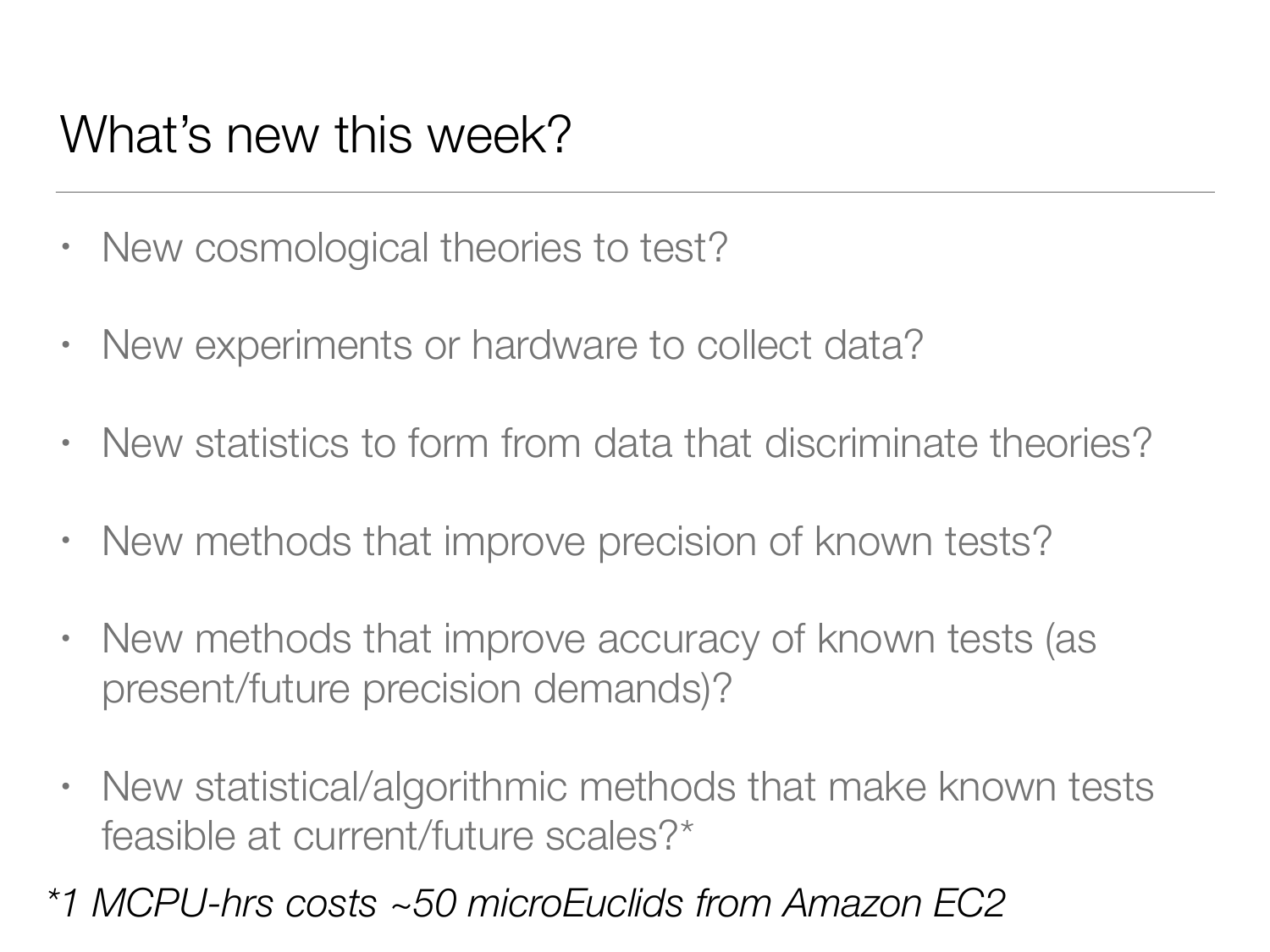# What's new this week?

- New cosmological theories to test?
- New experiments or hardware to collect data?
- New statistics to form from data that discriminate theories?
- New methods that improve precision of known tests?
- New methods that improve accuracy of known tests (as present/future precision demands)?
- New statistical/algorithmic methods that make known tests feasible at current/future scales?*

*\*1 MCPU-hrs costs ~50 microEuclids from Amazon EC2*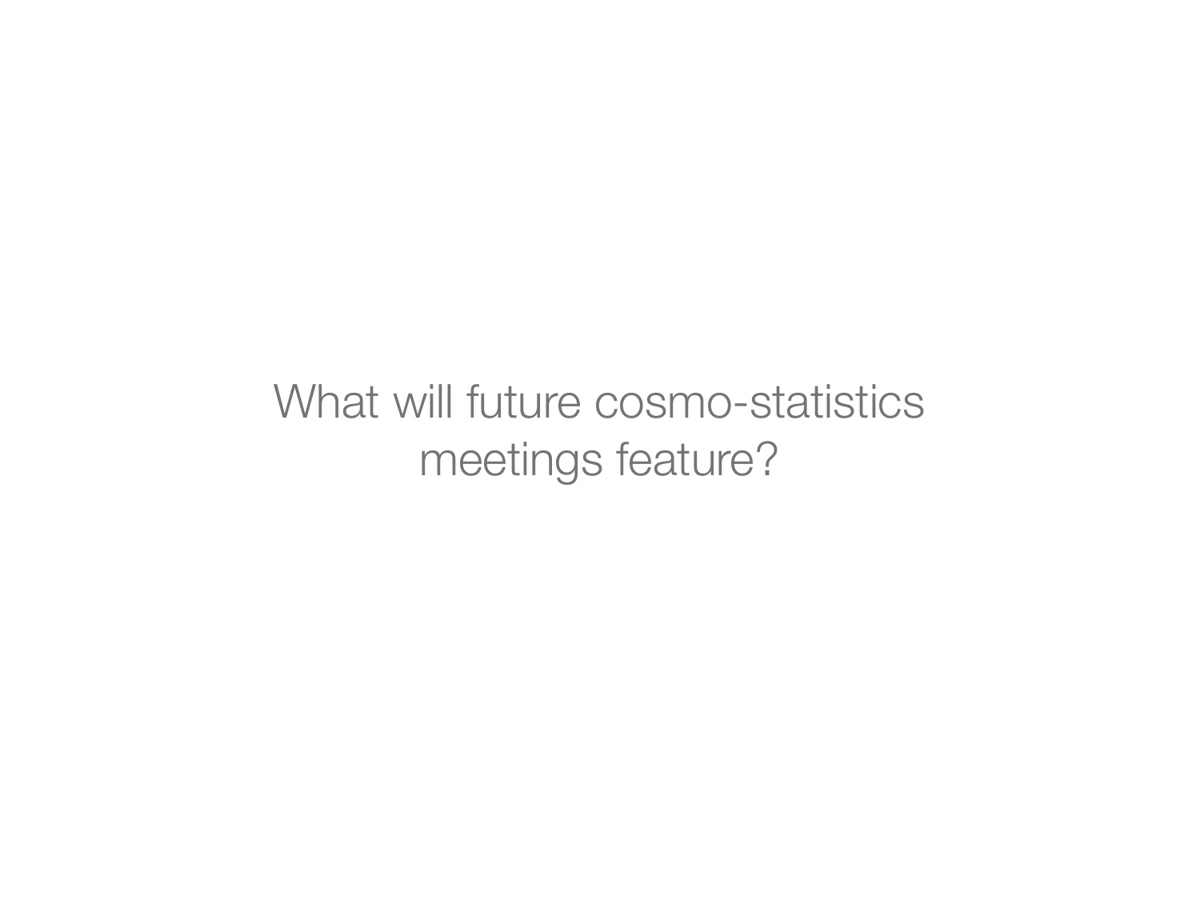What will future cosmo-statistics meetings feature?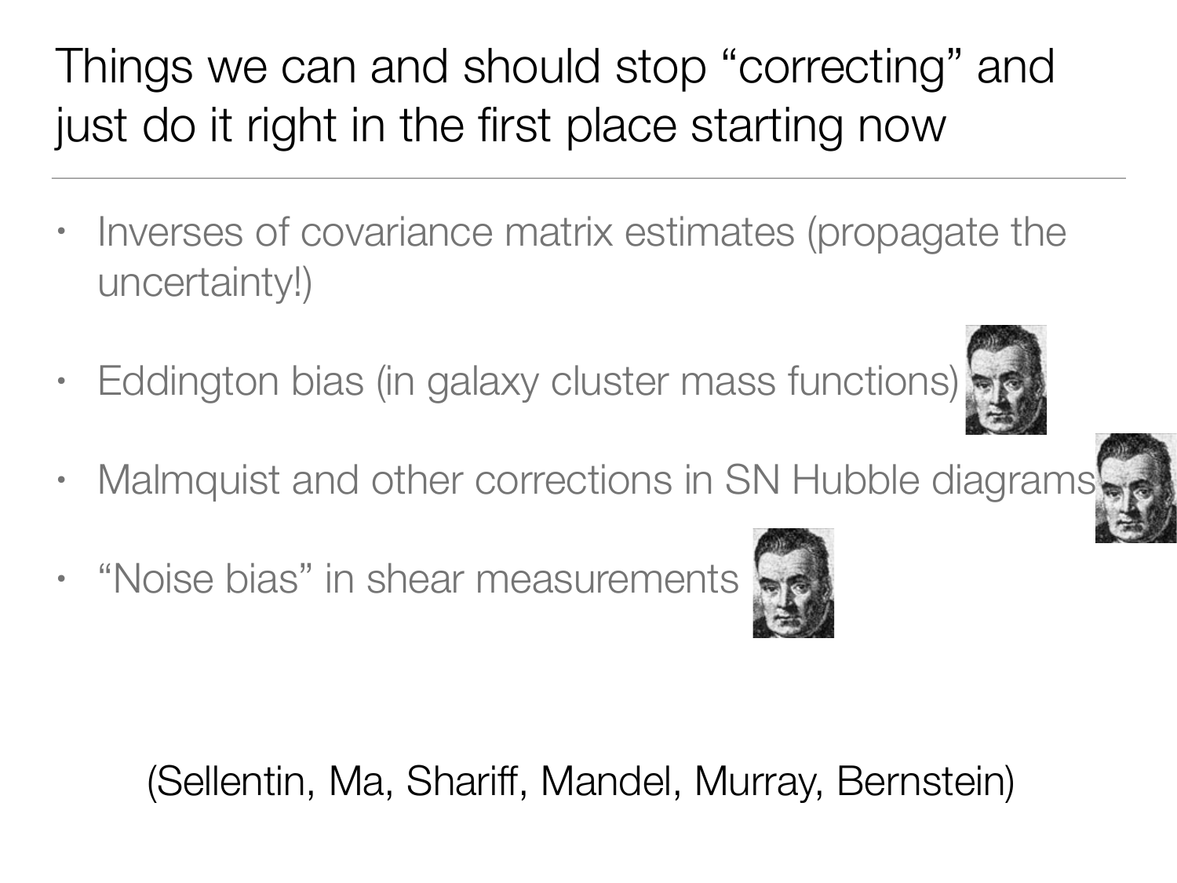# Things we can and should stop "correcting" and just do it right in the first place starting now

- Inverses of covariance matrix estimates (propagate the uncertainty!)
- Eddington bias (in galaxy cluster mass functions)
- Malmquist and other corrections in SN Hubble diagrams
- "Noise bias" in shear measurements

(Sellentin, Ma, Shariff, Mandel, Murray, Bernstein)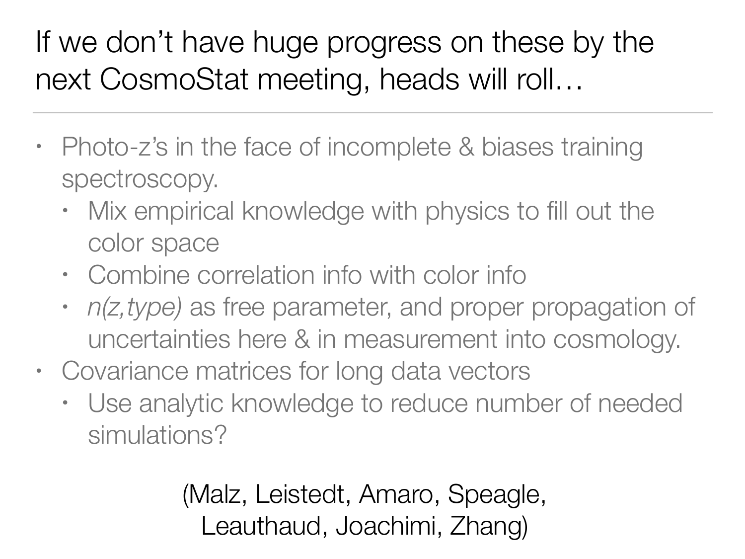# If we don't have huge progress on these by the next CosmoStat meeting, heads will roll…

- Photo-z's in the face of incomplete & biases training spectroscopy.
  - Mix empirical knowledge with physics to fill out the color space
  - Combine correlation info with color info
  - *n(z,type)* as free parameter, and proper propagation of uncertainties here & in measurement into cosmology.
- Covariance matrices for long data vectors
  - Use analytic knowledge to reduce number of needed simulations?

(Malz, Leistedt, Amaro, Speagle, Leauthaud, Joachimi, Zhang)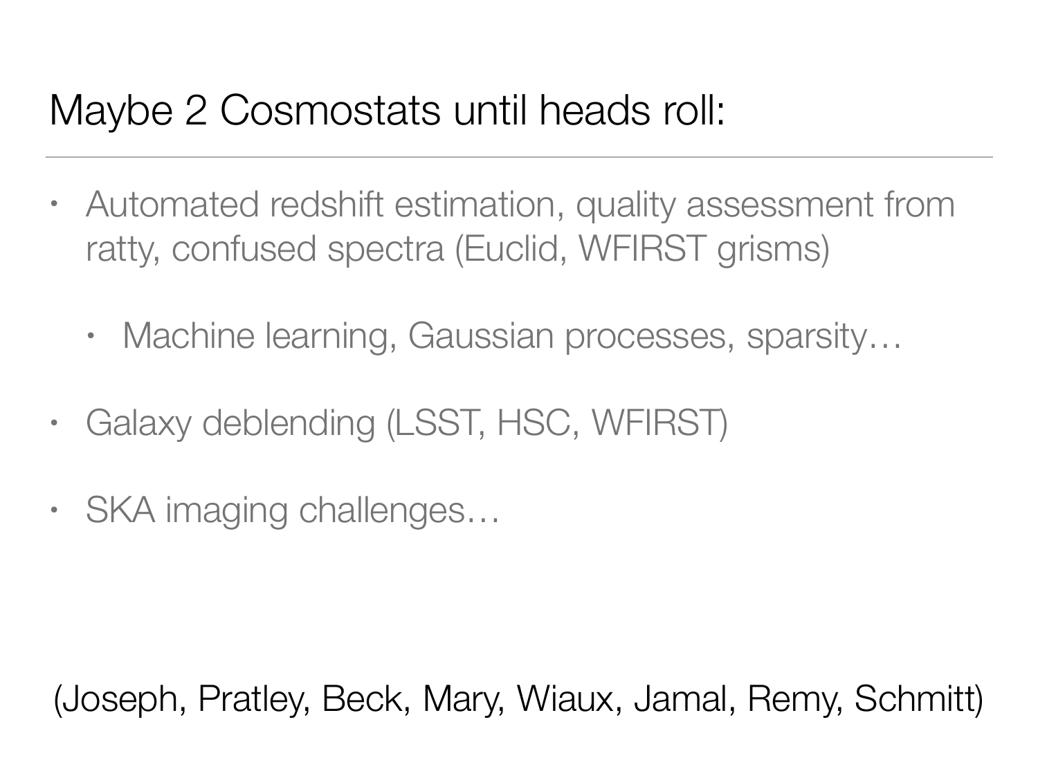# Maybe 2 Cosmostats until heads roll:

- Automated redshift estimation, quality assessment from ratty, confused spectra (Euclid, WFIRST grisms)
  - Machine learning, Gaussian processes, sparsity…
- Galaxy deblending (LSST, HSC, WFIRST)
- SKA imaging challenges…

(Joseph, Pratley, Beck, Mary, Wiaux, Jamal, Remy, Schmitt)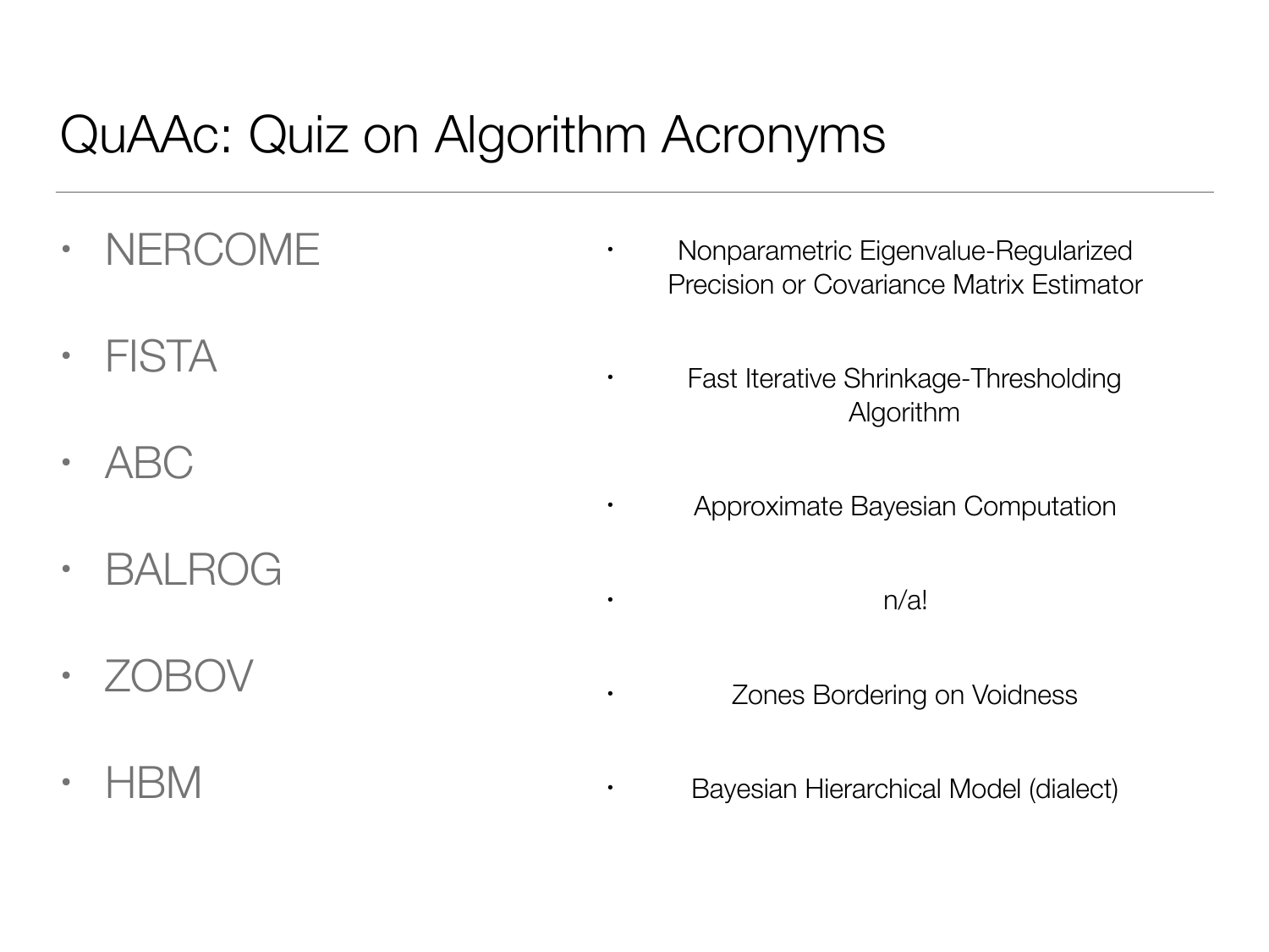# QuAAc: Quiz on Algorithm Acronyms

| Acronym | Meaning |
| --- | --- |
| NERCOME | Nonparametric Eigenvalue-Regularized Precision or Covariance Matrix Estimator |
| FISTA | Fast Iterative Shrinkage-Thresholding Algorithm |
| ABC | Approximate Bayesian Computation |
| BALROG | n/a! |
| ZOBOV | Zones Bordering on Voidness |
| HBM | Bayesian Hierarchical Model (dialect) |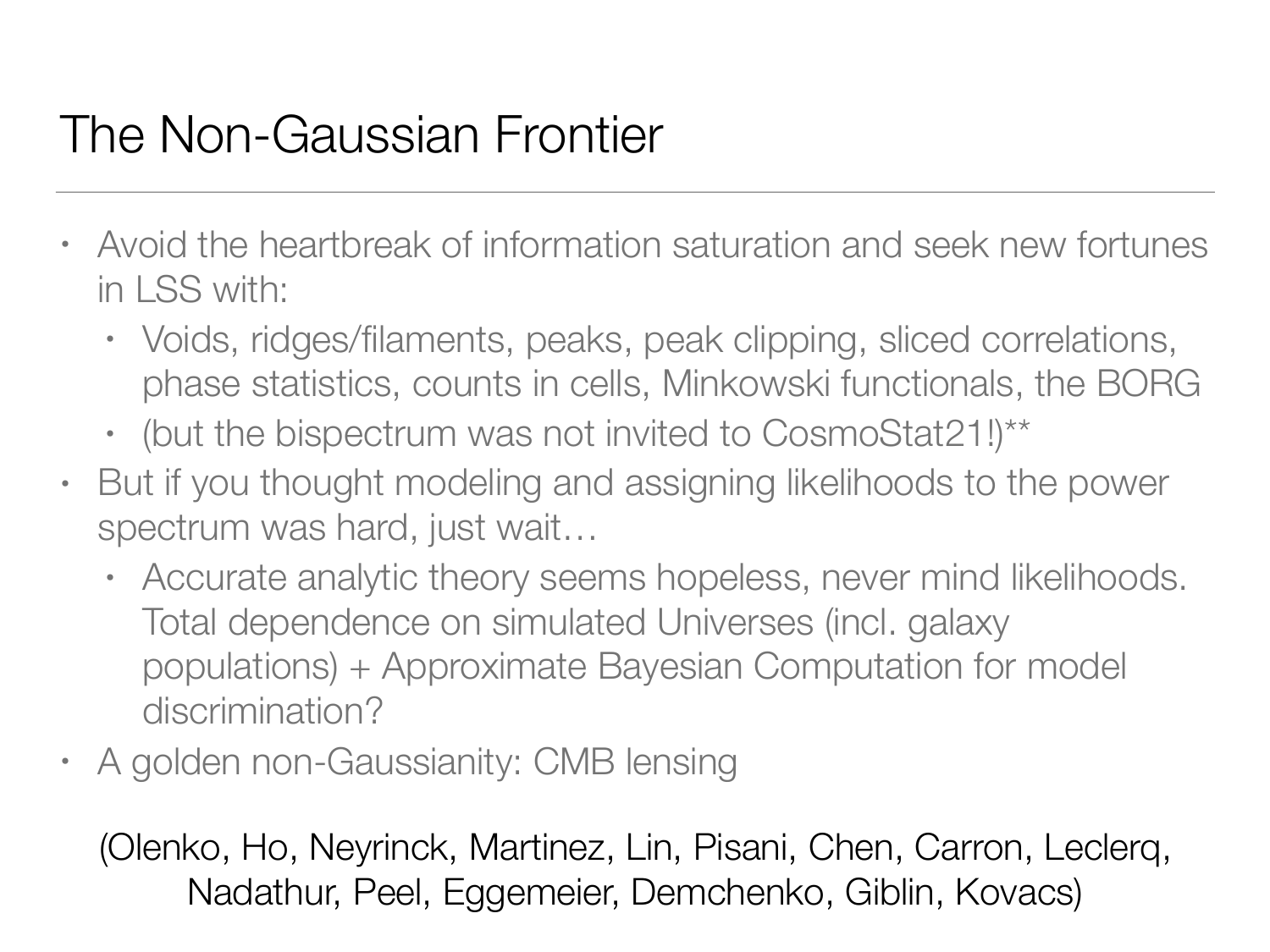# The Non-Gaussian Frontier

- Avoid the heartbreak of information saturation and seek new fortunes in LSS with:
  - Voids, ridges/filaments, peaks, peak clipping, sliced correlations, phase statistics, counts in cells, Minkowski functionals, the BORG
  - (but the bispectrum was not invited to CosmoStat21!)**
- But if you thought modeling and assigning likelihoods to the power spectrum was hard, just wait…
  - Accurate analytic theory seems hopeless, never mind likelihoods. Total dependence on simulated Universes (incl. galaxy populations) + Approximate Bayesian Computation for model discrimination?
- A golden non-Gaussianity: CMB lensing

(Olenko, Ho, Neyrinck, Martinez, Lin, Pisani, Chen, Carron, Leclerq, Nadathur, Peel, Eggemeier, Demchenko, Giblin, Kovacs)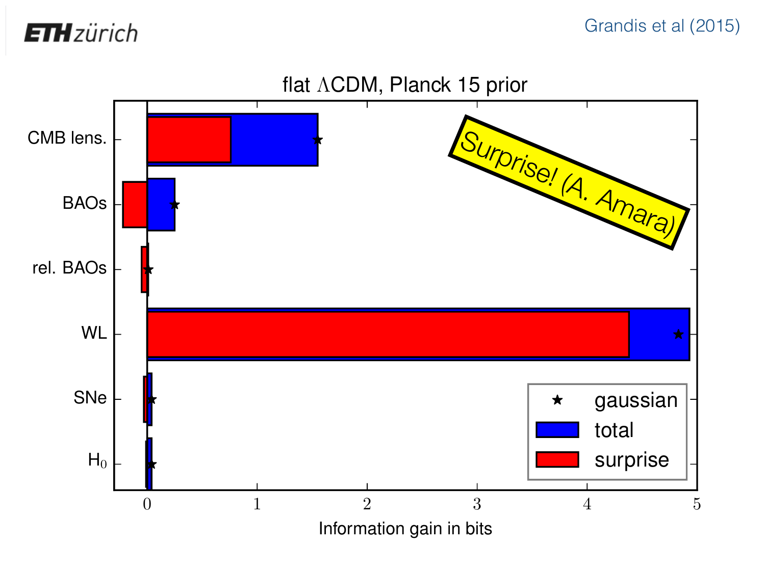Grandis et al (2015)

## flat ΛCDM, Planck 15 prior

Surprise! (A. Amara)

| | total | surprise | gaussian |
|---|---|---|---|
| CMB lens. | ~1.55 | ~0.76 | ~1.55 |
| BAOs | ~0.25 | ~-0.22 | ~0.25 |
| rel. BAOs | ~0.01 | ~-0.05 | ~0.01 |
| WL | ~4.93 | ~4.38 | ~4.83 |
| SNe | ~0.04 | ~-0.03 | ~0.04 |
| $H_0$ | ~0.04 | ~-0.01 | ~0.04 |

Information gain in bits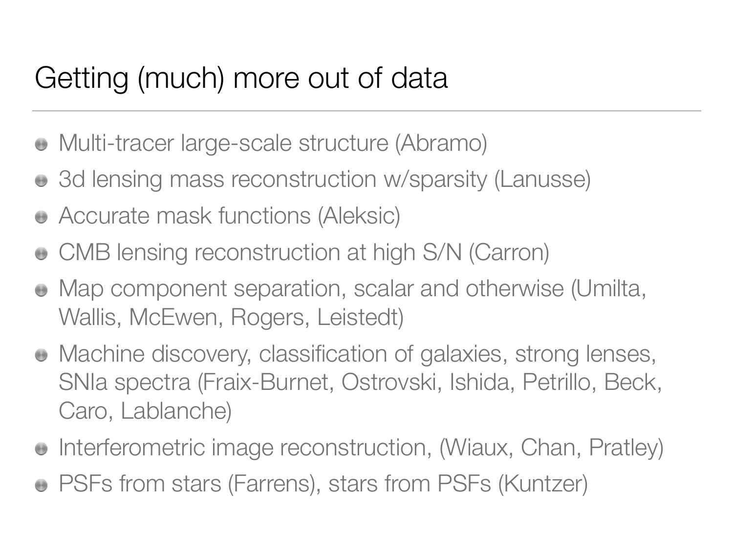# Getting (much) more out of data

- Multi-tracer large-scale structure (Abramo)
- 3d lensing mass reconstruction w/sparsity (Lanusse)
- Accurate mask functions (Aleksic)
- CMB lensing reconstruction at high S/N (Carron)
- Map component separation, scalar and otherwise (Umilta, Wallis, McEwen, Rogers, Leistedt)
- Machine discovery, classification of galaxies, strong lenses, SNIa spectra (Fraix-Burnet, Ostrovski, Ishida, Petrillo, Beck, Caro, Lablanche)
- Interferometric image reconstruction, (Wiaux, Chan, Pratley)
- PSFs from stars (Farrens), stars from PSFs (Kuntzer)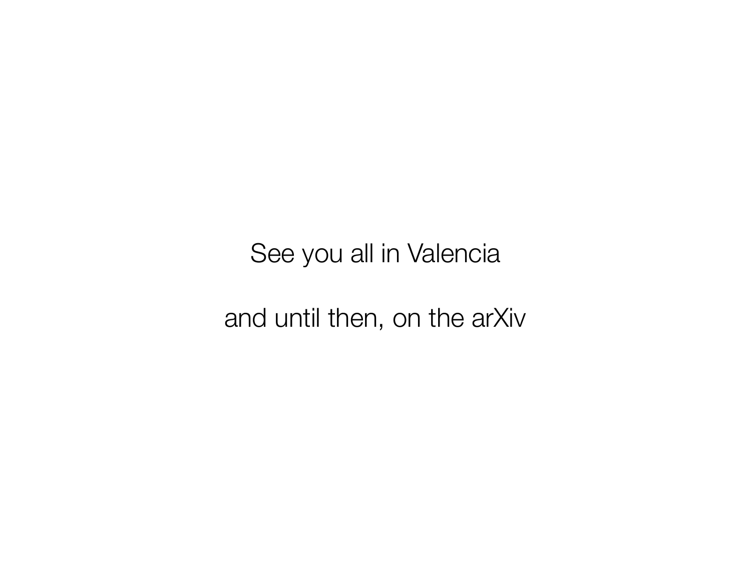See you all in Valencia

and until then, on the arXiv